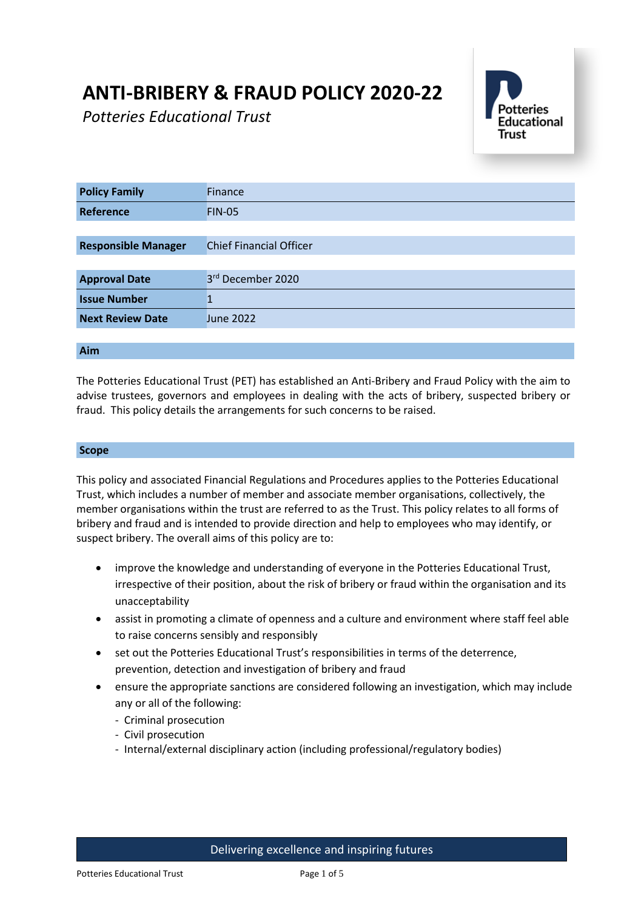# ANTI-BRIBERY & FRAUD POLICY 2020-22

*Potteries Educational Trust*

| | |
|---|---|
| **Policy Family** | Finance |
| **Reference** | FIN-05 |
| **Responsible Manager** | Chief Financial Officer |
| **Approval Date** | 3rd December 2020 |
| **Issue Number** | 1 |
| **Next Review Date** | June 2022 |

## Aim

The Potteries Educational Trust (PET) has established an Anti-Bribery and Fraud Policy with the aim to advise trustees, governors and employees in dealing with the acts of bribery, suspected bribery or fraud. This policy details the arrangements for such concerns to be raised.

## Scope

This policy and associated Financial Regulations and Procedures applies to the Potteries Educational Trust, which includes a number of member and associate member organisations, collectively, the member organisations within the trust are referred to as the Trust. This policy relates to all forms of bribery and fraud and is intended to provide direction and help to employees who may identify, or suspect bribery. The overall aims of this policy are to:

- improve the knowledge and understanding of everyone in the Potteries Educational Trust, irrespective of their position, about the risk of bribery or fraud within the organisation and its unacceptability
- assist in promoting a climate of openness and a culture and environment where staff feel able to raise concerns sensibly and responsibly
- set out the Potteries Educational Trust's responsibilities in terms of the deterrence, prevention, detection and investigation of bribery and fraud
- ensure the appropriate sanctions are considered following an investigation, which may include any or all of the following:
  - Criminal prosecution
  - Civil prosecution
  - Internal/external disciplinary action (including professional/regulatory bodies)

Delivering excellence and inspiring futures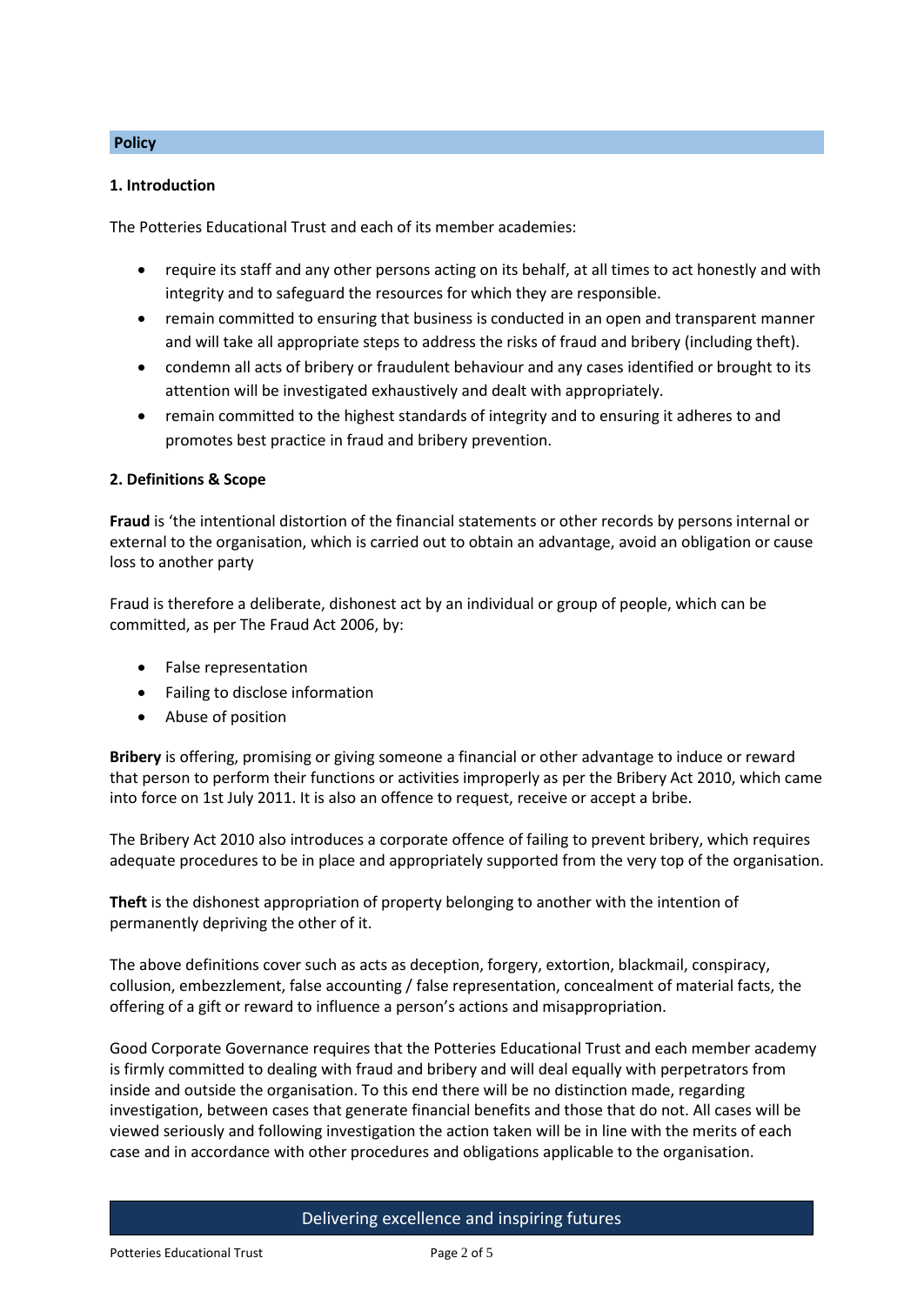**Policy**

**1. Introduction**

The Potteries Educational Trust and each of its member academies:

- require its staff and any other persons acting on its behalf, at all times to act honestly and with integrity and to safeguard the resources for which they are responsible.
- remain committed to ensuring that business is conducted in an open and transparent manner and will take all appropriate steps to address the risks of fraud and bribery (including theft).
- condemn all acts of bribery or fraudulent behaviour and any cases identified or brought to its attention will be investigated exhaustively and dealt with appropriately.
- remain committed to the highest standards of integrity and to ensuring it adheres to and promotes best practice in fraud and bribery prevention.

**2. Definitions & Scope**

**Fraud** is 'the intentional distortion of the financial statements or other records by persons internal or external to the organisation, which is carried out to obtain an advantage, avoid an obligation or cause loss to another party

Fraud is therefore a deliberate, dishonest act by an individual or group of people, which can be committed, as per The Fraud Act 2006, by:

- False representation
- Failing to disclose information
- Abuse of position

**Bribery** is offering, promising or giving someone a financial or other advantage to induce or reward that person to perform their functions or activities improperly as per the Bribery Act 2010, which came into force on 1st July 2011. It is also an offence to request, receive or accept a bribe.

The Bribery Act 2010 also introduces a corporate offence of failing to prevent bribery, which requires adequate procedures to be in place and appropriately supported from the very top of the organisation.

**Theft** is the dishonest appropriation of property belonging to another with the intention of permanently depriving the other of it.

The above definitions cover such as acts as deception, forgery, extortion, blackmail, conspiracy, collusion, embezzlement, false accounting / false representation, concealment of material facts, the offering of a gift or reward to influence a person's actions and misappropriation.

Good Corporate Governance requires that the Potteries Educational Trust and each member academy is firmly committed to dealing with fraud and bribery and will deal equally with perpetrators from inside and outside the organisation. To this end there will be no distinction made, regarding investigation, between cases that generate financial benefits and those that do not. All cases will be viewed seriously and following investigation the action taken will be in line with the merits of each case and in accordance with other procedures and obligations applicable to the organisation.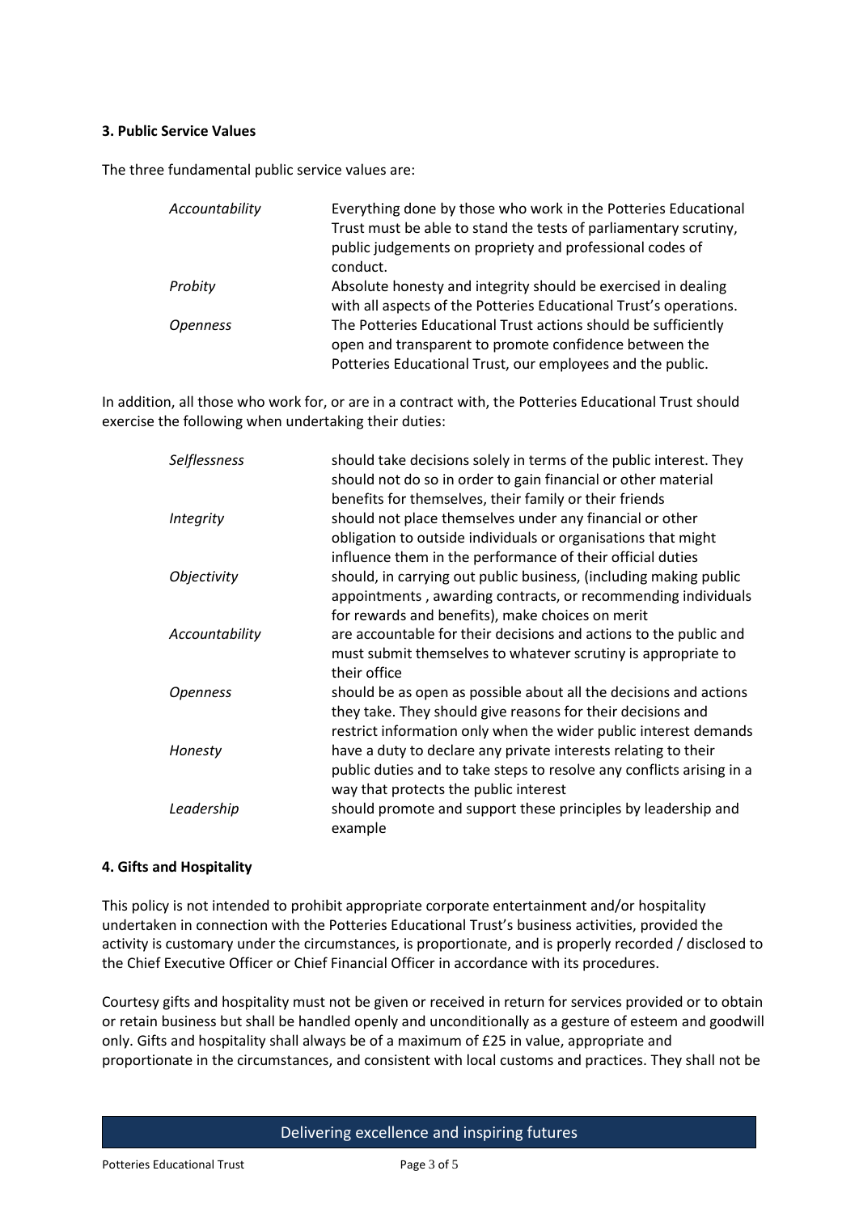### 3. Public Service Values

The three fundamental public service values are:

| | |
|---|---|
| *Accountability* | Everything done by those who work in the Potteries Educational Trust must be able to stand the tests of parliamentary scrutiny, public judgements on propriety and professional codes of conduct. |
| *Probity* | Absolute honesty and integrity should be exercised in dealing with all aspects of the Potteries Educational Trust's operations. |
| *Openness* | The Potteries Educational Trust actions should be sufficiently open and transparent to promote confidence between the Potteries Educational Trust, our employees and the public. |

In addition, all those who work for, or are in a contract with, the Potteries Educational Trust should exercise the following when undertaking their duties:

| | |
|---|---|
| *Selflessness* | should take decisions solely in terms of the public interest. They should not do so in order to gain financial or other material benefits for themselves, their family or their friends |
| *Integrity* | should not place themselves under any financial or other obligation to outside individuals or organisations that might influence them in the performance of their official duties |
| *Objectivity* | should, in carrying out public business, (including making public appointments , awarding contracts, or recommending individuals for rewards and benefits), make choices on merit |
| *Accountability* | are accountable for their decisions and actions to the public and must submit themselves to whatever scrutiny is appropriate to their office |
| *Openness* | should be as open as possible about all the decisions and actions they take. They should give reasons for their decisions and restrict information only when the wider public interest demands |
| *Honesty* | have a duty to declare any private interests relating to their public duties and to take steps to resolve any conflicts arising in a way that protects the public interest |
| *Leadership* | should promote and support these principles by leadership and example |

### 4. Gifts and Hospitality

This policy is not intended to prohibit appropriate corporate entertainment and/or hospitality undertaken in connection with the Potteries Educational Trust's business activities, provided the activity is customary under the circumstances, is proportionate, and is properly recorded / disclosed to the Chief Executive Officer or Chief Financial Officer in accordance with its procedures.

Courtesy gifts and hospitality must not be given or received in return for services provided or to obtain or retain business but shall be handled openly and unconditionally as a gesture of esteem and goodwill only. Gifts and hospitality shall always be of a maximum of £25 in value, appropriate and proportionate in the circumstances, and consistent with local customs and practices. They shall not be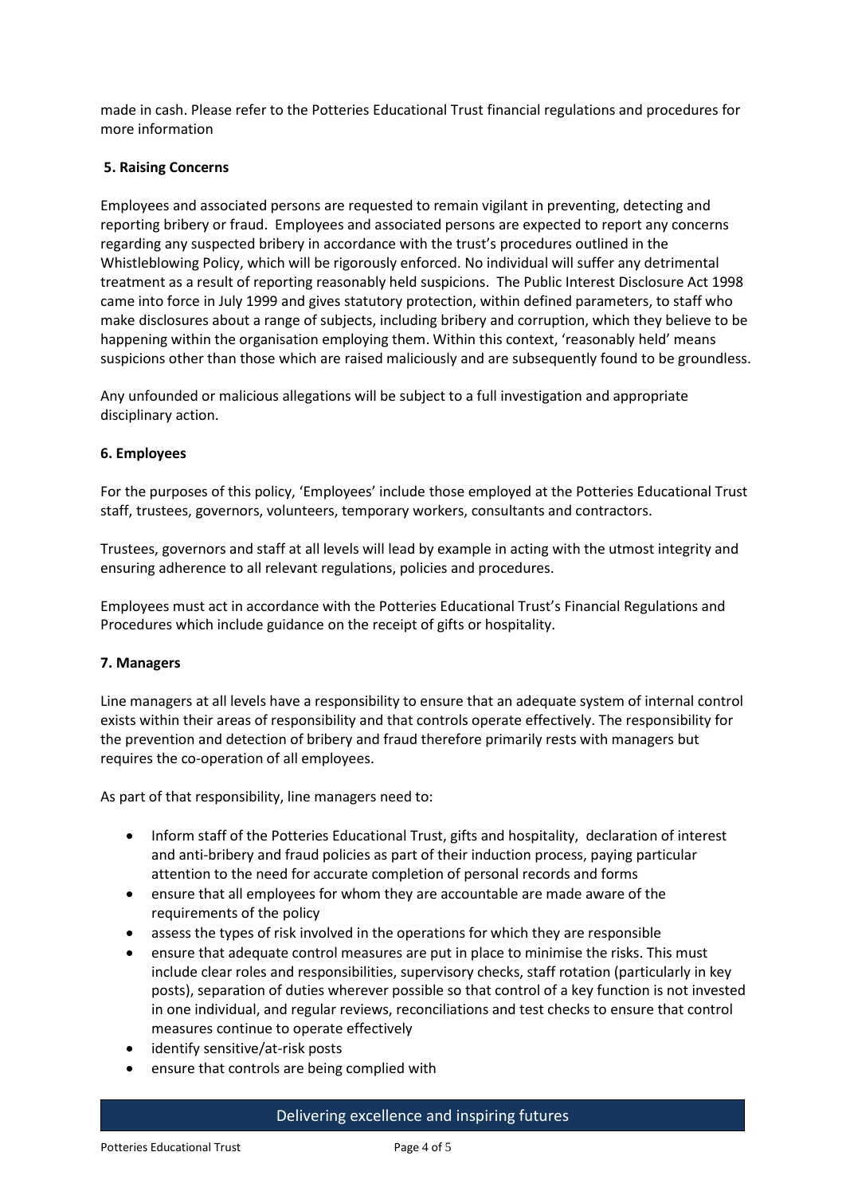made in cash. Please refer to the Potteries Educational Trust financial regulations and procedures for more information

## 5. Raising Concerns

Employees and associated persons are requested to remain vigilant in preventing, detecting and reporting bribery or fraud. Employees and associated persons are expected to report any concerns regarding any suspected bribery in accordance with the trust's procedures outlined in the Whistleblowing Policy, which will be rigorously enforced. No individual will suffer any detrimental treatment as a result of reporting reasonably held suspicions. The Public Interest Disclosure Act 1998 came into force in July 1999 and gives statutory protection, within defined parameters, to staff who make disclosures about a range of subjects, including bribery and corruption, which they believe to be happening within the organisation employing them. Within this context, 'reasonably held' means suspicions other than those which are raised maliciously and are subsequently found to be groundless.

Any unfounded or malicious allegations will be subject to a full investigation and appropriate disciplinary action.

## 6. Employees

For the purposes of this policy, 'Employees' include those employed at the Potteries Educational Trust staff, trustees, governors, volunteers, temporary workers, consultants and contractors.

Trustees, governors and staff at all levels will lead by example in acting with the utmost integrity and ensuring adherence to all relevant regulations, policies and procedures.

Employees must act in accordance with the Potteries Educational Trust's Financial Regulations and Procedures which include guidance on the receipt of gifts or hospitality.

## 7. Managers

Line managers at all levels have a responsibility to ensure that an adequate system of internal control exists within their areas of responsibility and that controls operate effectively. The responsibility for the prevention and detection of bribery and fraud therefore primarily rests with managers but requires the co-operation of all employees.

As part of that responsibility, line managers need to:

- Inform staff of the Potteries Educational Trust, gifts and hospitality, declaration of interest and anti-bribery and fraud policies as part of their induction process, paying particular attention to the need for accurate completion of personal records and forms
- ensure that all employees for whom they are accountable are made aware of the requirements of the policy
- assess the types of risk involved in the operations for which they are responsible
- ensure that adequate control measures are put in place to minimise the risks. This must include clear roles and responsibilities, supervisory checks, staff rotation (particularly in key posts), separation of duties wherever possible so that control of a key function is not invested in one individual, and regular reviews, reconciliations and test checks to ensure that control measures continue to operate effectively
- identify sensitive/at-risk posts
- ensure that controls are being complied with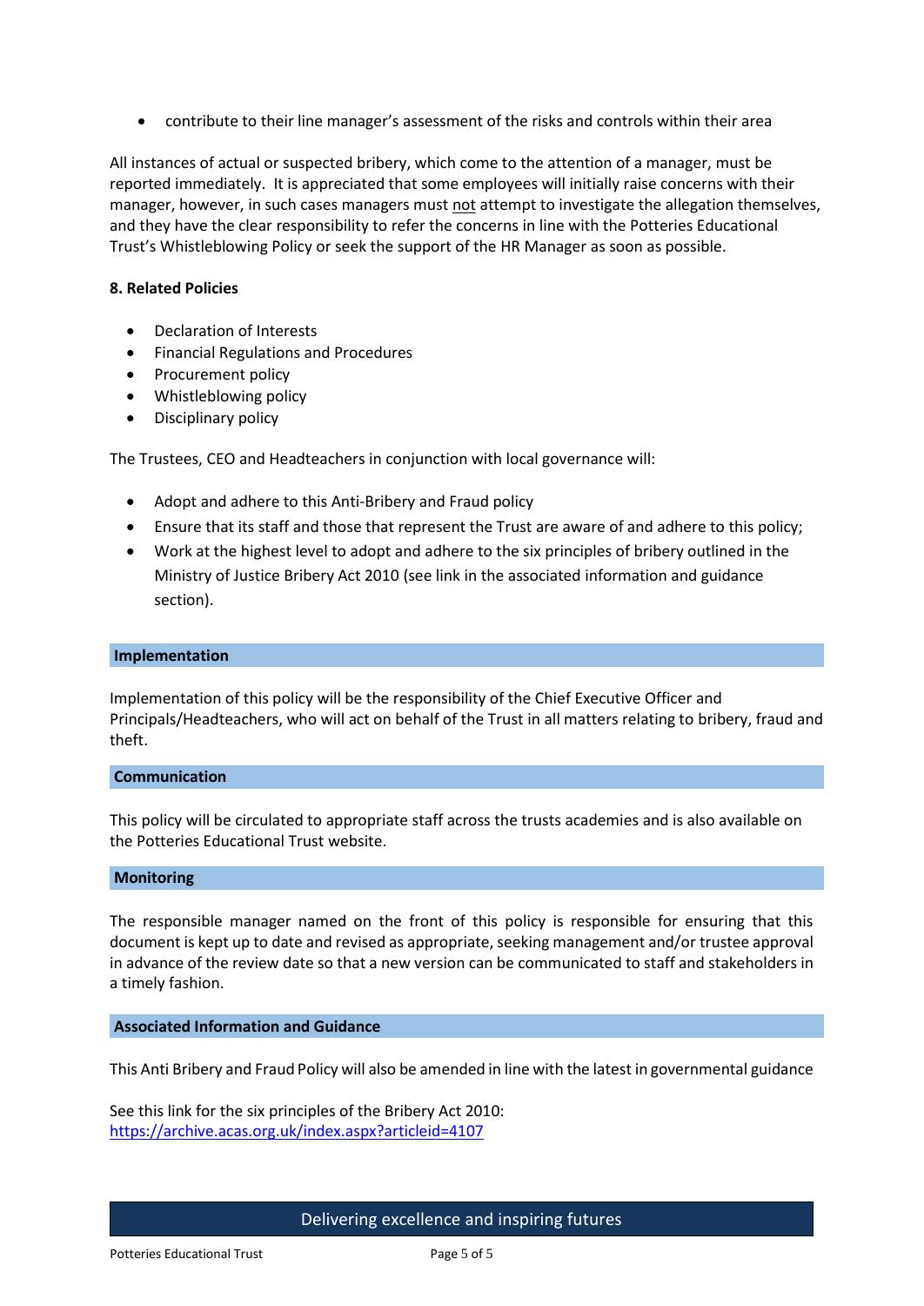- contribute to their line manager's assessment of the risks and controls within their area

All instances of actual or suspected bribery, which come to the attention of a manager, must be reported immediately. It is appreciated that some employees will initially raise concerns with their manager, however, in such cases managers must not attempt to investigate the allegation themselves, and they have the clear responsibility to refer the concerns in line with the Potteries Educational Trust's Whistleblowing Policy or seek the support of the HR Manager as soon as possible.

**8. Related Policies**

- Declaration of Interests
- Financial Regulations and Procedures
- Procurement policy
- Whistleblowing policy
- Disciplinary policy

The Trustees, CEO and Headteachers in conjunction with local governance will:

- Adopt and adhere to this Anti-Bribery and Fraud policy
- Ensure that its staff and those that represent the Trust are aware of and adhere to this policy;
- Work at the highest level to adopt and adhere to the six principles of bribery outlined in the Ministry of Justice Bribery Act 2010 (see link in the associated information and guidance section).

## Implementation

Implementation of this policy will be the responsibility of the Chief Executive Officer and Principals/Headteachers, who will act on behalf of the Trust in all matters relating to bribery, fraud and theft.

## Communication

This policy will be circulated to appropriate staff across the trusts academies and is also available on the Potteries Educational Trust website.

## Monitoring

The responsible manager named on the front of this policy is responsible for ensuring that this document is kept up to date and revised as appropriate, seeking management and/or trustee approval in advance of the review date so that a new version can be communicated to staff and stakeholders in a timely fashion.

## Associated Information and Guidance

This Anti Bribery and Fraud Policy will also be amended in line with the latest in governmental guidance

See this link for the six principles of the Bribery Act 2010:
https://archive.acas.org.uk/index.aspx?articleid=4107

Delivering excellence and inspiring futures